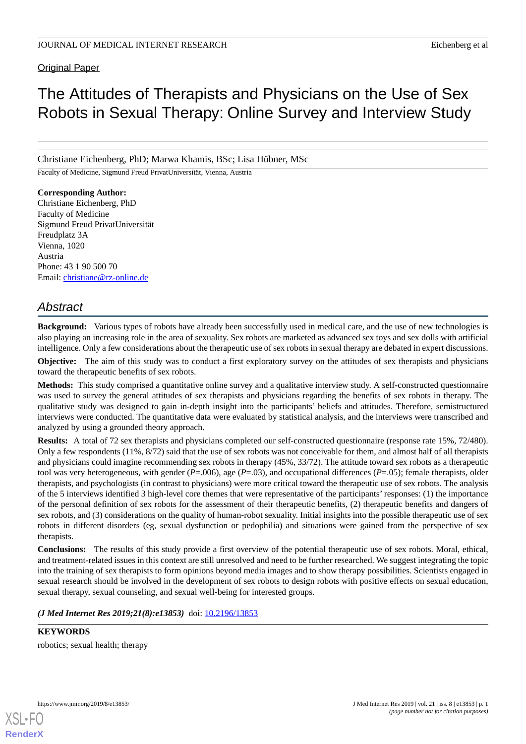Original Paper

# The Attitudes of Therapists and Physicians on the Use of Sex Robots in Sexual Therapy: Online Survey and Interview Study

Christiane Eichenberg, PhD; Marwa Khamis, BSc; Lisa Hübner, MSc

Faculty of Medicine, Sigmund Freud PrivatUniversität, Vienna, Austria

**Corresponding Author:**
Christiane Eichenberg, PhD
Faculty of Medicine
Sigmund Freud PrivatUniversität
Freudplatz 3A
Vienna, 1020
Austria
Phone: 43 1 90 500 70
Email: christiane@rz-online.de

## Abstract

**Background:** Various types of robots have already been successfully used in medical care, and the use of new technologies is also playing an increasing role in the area of sexuality. Sex robots are marketed as advanced sex toys and sex dolls with artificial intelligence. Only a few considerations about the therapeutic use of sex robots in sexual therapy are debated in expert discussions.

**Objective:** The aim of this study was to conduct a first exploratory survey on the attitudes of sex therapists and physicians toward the therapeutic benefits of sex robots.

**Methods:** This study comprised a quantitative online survey and a qualitative interview study. A self-constructed questionnaire was used to survey the general attitudes of sex therapists and physicians regarding the benefits of sex robots in therapy. The qualitative study was designed to gain in-depth insight into the participants' beliefs and attitudes. Therefore, semistructured interviews were conducted. The quantitative data were evaluated by statistical analysis, and the interviews were transcribed and analyzed by using a grounded theory approach.

**Results:** A total of 72 sex therapists and physicians completed our self-constructed questionnaire (response rate 15%, 72/480). Only a few respondents (11%, 8/72) said that the use of sex robots was not conceivable for them, and almost half of all therapists and physicians could imagine recommending sex robots in therapy (45%, 33/72). The attitude toward sex robots as a therapeutic tool was very heterogeneous, with gender ($P$=.006), age ($P$=.03), and occupational differences ($P$=.05); female therapists, older therapists, and psychologists (in contrast to physicians) were more critical toward the therapeutic use of sex robots. The analysis of the 5 interviews identified 3 high-level core themes that were representative of the participants' responses: (1) the importance of the personal definition of sex robots for the assessment of their therapeutic benefits, (2) therapeutic benefits and dangers of sex robots, and (3) considerations on the quality of human-robot sexuality. Initial insights into the possible therapeutic use of sex robots in different disorders (eg, sexual dysfunction or pedophilia) and situations were gained from the perspective of sex therapists.

**Conclusions:** The results of this study provide a first overview of the potential therapeutic use of sex robots. Moral, ethical, and treatment-related issues in this context are still unresolved and need to be further researched. We suggest integrating the topic into the training of sex therapists to form opinions beyond media images and to show therapy possibilities. Scientists engaged in sexual research should be involved in the development of sex robots to design robots with positive effects on sexual education, sexual therapy, sexual counseling, and sexual well-being for interested groups.

***(J Med Internet Res 2019;21(8):e13853)*** doi: 10.2196/13853

**KEYWORDS**

robotics; sexual health; therapy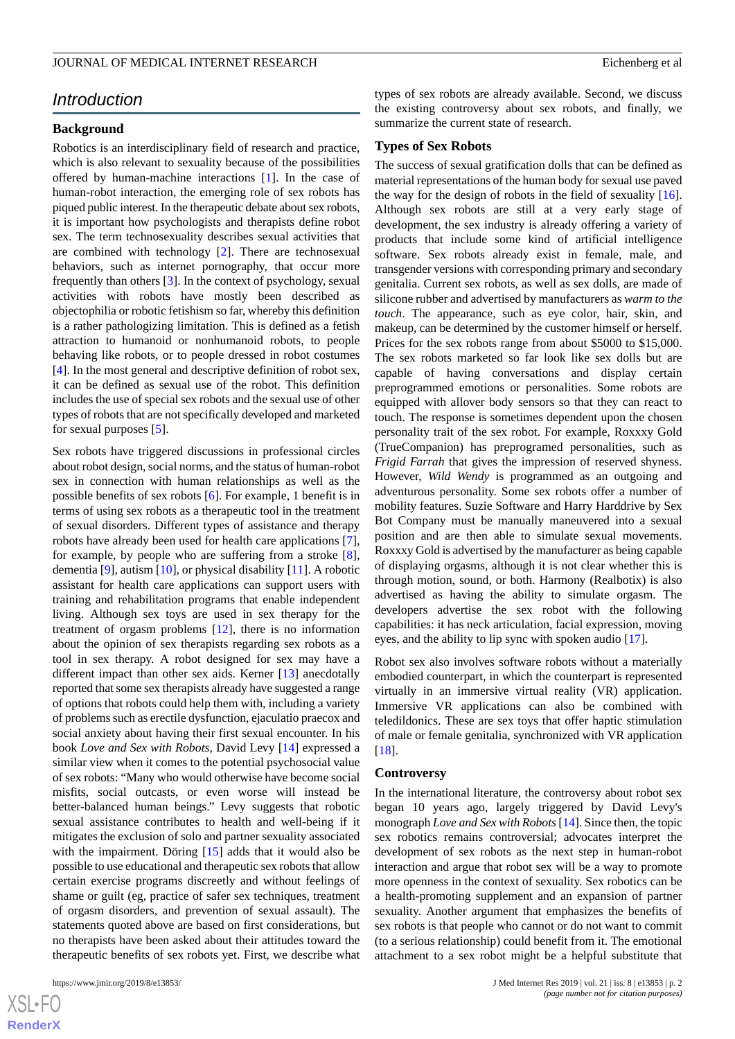## Introduction

### Background

Robotics is an interdisciplinary field of research and practice, which is also relevant to sexuality because of the possibilities offered by human-machine interactions [1]. In the case of human-robot interaction, the emerging role of sex robots has piqued public interest. In the therapeutic debate about sex robots, it is important how psychologists and therapists define robot sex. The term technosexuality describes sexual activities that are combined with technology [2]. There are technosexual behaviors, such as internet pornography, that occur more frequently than others [3]. In the context of psychology, sexual activities with robots have mostly been described as objectophilia or robotic fetishism so far, whereby this definition is a rather pathologizing limitation. This is defined as a fetish attraction to humanoid or nonhumanoid robots, to people behaving like robots, or to people dressed in robot costumes [4]. In the most general and descriptive definition of robot sex, it can be defined as sexual use of the robot. This definition includes the use of special sex robots and the sexual use of other types of robots that are not specifically developed and marketed for sexual purposes [5].

Sex robots have triggered discussions in professional circles about robot design, social norms, and the status of human-robot sex in connection with human relationships as well as the possible benefits of sex robots [6]. For example, 1 benefit is in terms of using sex robots as a therapeutic tool in the treatment of sexual disorders. Different types of assistance and therapy robots have already been used for health care applications [7], for example, by people who are suffering from a stroke [8], dementia [9], autism [10], or physical disability [11]. A robotic assistant for health care applications can support users with training and rehabilitation programs that enable independent living. Although sex toys are used in sex therapy for the treatment of orgasm problems [12], there is no information about the opinion of sex therapists regarding sex robots as a tool in sex therapy. A robot designed for sex may have a different impact than other sex aids. Kerner [13] anecdotally reported that some sex therapists already have suggested a range of options that robots could help them with, including a variety of problems such as erectile dysfunction, ejaculatio praecox and social anxiety about having their first sexual encounter. In his book *Love and Sex with Robots*, David Levy [14] expressed a similar view when it comes to the potential psychosocial value of sex robots: "Many who would otherwise have become social misfits, social outcasts, or even worse will instead be better-balanced human beings." Levy suggests that robotic sexual assistance contributes to health and well-being if it mitigates the exclusion of solo and partner sexuality associated with the impairment. Döring [15] adds that it would also be possible to use educational and therapeutic sex robots that allow certain exercise programs discreetly and without feelings of shame or guilt (eg, practice of safer sex techniques, treatment of orgasm disorders, and prevention of sexual assault). The statements quoted above are based on first considerations, but no therapists have been asked about their attitudes toward the therapeutic benefits of sex robots yet. First, we describe what types of sex robots are already available. Second, we discuss the existing controversy about sex robots, and finally, we summarize the current state of research.

### Types of Sex Robots

The success of sexual gratification dolls that can be defined as material representations of the human body for sexual use paved the way for the design of robots in the field of sexuality [16]. Although sex robots are still at a very early stage of development, the sex industry is already offering a variety of products that include some kind of artificial intelligence software. Sex robots already exist in female, male, and transgender versions with corresponding primary and secondary genitalia. Current sex robots, as well as sex dolls, are made of silicone rubber and advertised by manufacturers as *warm to the touch*. The appearance, such as eye color, hair, skin, and makeup, can be determined by the customer himself or herself. Prices for the sex robots range from about $5000 to $15,000. The sex robots marketed so far look like sex dolls but are capable of having conversations and display certain preprogrammed emotions or personalities. Some robots are equipped with allover body sensors so that they can react to touch. The response is sometimes dependent upon the chosen personality trait of the sex robot. For example, Roxxxy Gold (TrueCompanion) has preprogramed personalities, such as *Frigid Farrah* that gives the impression of reserved shyness. However, *Wild Wendy* is programmed as an outgoing and adventurous personality. Some sex robots offer a number of mobility features. Suzie Software and Harry Harddrive by Sex Bot Company must be manually maneuvered into a sexual position and are then able to simulate sexual movements. Roxxxy Gold is advertised by the manufacturer as being capable of displaying orgasms, although it is not clear whether this is through motion, sound, or both. Harmony (Realbotix) is also advertised as having the ability to simulate orgasm. The developers advertise the sex robot with the following capabilities: it has neck articulation, facial expression, moving eyes, and the ability to lip sync with spoken audio [17].

Robot sex also involves software robots without a materially embodied counterpart, in which the counterpart is represented virtually in an immersive virtual reality (VR) application. Immersive VR applications can also be combined with teledildonics. These are sex toys that offer haptic stimulation of male or female genitalia, synchronized with VR application [18].

### Controversy

In the international literature, the controversy about robot sex began 10 years ago, largely triggered by David Levy's monograph *Love and Sex with Robots* [14]. Since then, the topic sex robotics remains controversial; advocates interpret the development of sex robots as the next step in human-robot interaction and argue that robot sex will be a way to promote more openness in the context of sexuality. Sex robotics can be a health-promoting supplement and an expansion of partner sexuality. Another argument that emphasizes the benefits of sex robots is that people who cannot or do not want to commit (to a serious relationship) could benefit from it. The emotional attachment to a sex robot might be a helpful substitute that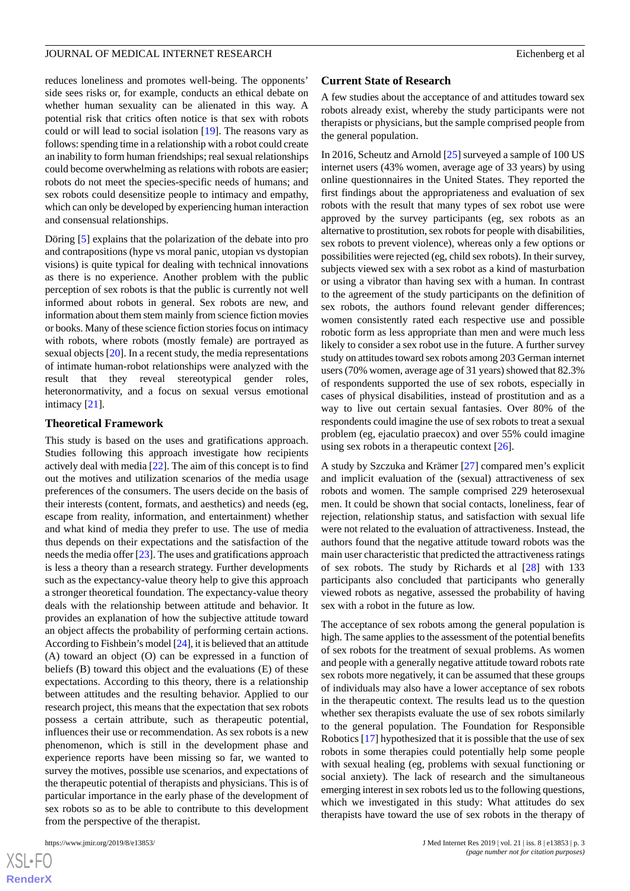reduces loneliness and promotes well-being. The opponents' side sees risks or, for example, conducts an ethical debate on whether human sexuality can be alienated in this way. A potential risk that critics often notice is that sex with robots could or will lead to social isolation [19]. The reasons vary as follows: spending time in a relationship with a robot could create an inability to form human friendships; real sexual relationships could become overwhelming as relations with robots are easier; robots do not meet the species-specific needs of humans; and sex robots could desensitize people to intimacy and empathy, which can only be developed by experiencing human interaction and consensual relationships.

Döring [5] explains that the polarization of the debate into pro and contrapositions (hype vs moral panic, utopian vs dystopian visions) is quite typical for dealing with technical innovations as there is no experience. Another problem with the public perception of sex robots is that the public is currently not well informed about robots in general. Sex robots are new, and information about them stem mainly from science fiction movies or books. Many of these science fiction stories focus on intimacy with robots, where robots (mostly female) are portrayed as sexual objects [20]. In a recent study, the media representations of intimate human-robot relationships were analyzed with the result that they reveal stereotypical gender roles, heteronormativity, and a focus on sexual versus emotional intimacy [21].

## Theoretical Framework

This study is based on the uses and gratifications approach. Studies following this approach investigate how recipients actively deal with media [22]. The aim of this concept is to find out the motives and utilization scenarios of the media usage preferences of the consumers. The users decide on the basis of their interests (content, formats, and aesthetics) and needs (eg, escape from reality, information, and entertainment) whether and what kind of media they prefer to use. The use of media thus depends on their expectations and the satisfaction of the needs the media offer [23]. The uses and gratifications approach is less a theory than a research strategy. Further developments such as the expectancy-value theory help to give this approach a stronger theoretical foundation. The expectancy-value theory deals with the relationship between attitude and behavior. It provides an explanation of how the subjective attitude toward an object affects the probability of performing certain actions. According to Fishbein's model [24], it is believed that an attitude (A) toward an object (O) can be expressed in a function of beliefs (B) toward this object and the evaluations (E) of these expectations. According to this theory, there is a relationship between attitudes and the resulting behavior. Applied to our research project, this means that the expectation that sex robots possess a certain attribute, such as therapeutic potential, influences their use or recommendation. As sex robots is a new phenomenon, which is still in the development phase and experience reports have been missing so far, we wanted to survey the motives, possible use scenarios, and expectations of the therapeutic potential of therapists and physicians. This is of particular importance in the early phase of the development of sex robots so as to be able to contribute to this development from the perspective of the therapist.

## Current State of Research

A few studies about the acceptance of and attitudes toward sex robots already exist, whereby the study participants were not therapists or physicians, but the sample comprised people from the general population.

In 2016, Scheutz and Arnold [25] surveyed a sample of 100 US internet users (43% women, average age of 33 years) by using online questionnaires in the United States. They reported the first findings about the appropriateness and evaluation of sex robots with the result that many types of sex robot use were approved by the survey participants (eg, sex robots as an alternative to prostitution, sex robots for people with disabilities, sex robots to prevent violence), whereas only a few options or possibilities were rejected (eg, child sex robots). In their survey, subjects viewed sex with a sex robot as a kind of masturbation or using a vibrator than having sex with a human. In contrast to the agreement of the study participants on the definition of sex robots, the authors found relevant gender differences; women consistently rated each respective use and possible robotic form as less appropriate than men and were much less likely to consider a sex robot use in the future. A further survey study on attitudes toward sex robots among 203 German internet users (70% women, average age of 31 years) showed that 82.3% of respondents supported the use of sex robots, especially in cases of physical disabilities, instead of prostitution and as a way to live out certain sexual fantasies. Over 80% of the respondents could imagine the use of sex robots to treat a sexual problem (eg, ejaculatio praecox) and over 55% could imagine using sex robots in a therapeutic context [26].

A study by Szczuka and Krämer [27] compared men's explicit and implicit evaluation of the (sexual) attractiveness of sex robots and women. The sample comprised 229 heterosexual men. It could be shown that social contacts, loneliness, fear of rejection, relationship status, and satisfaction with sexual life were not related to the evaluation of attractiveness. Instead, the authors found that the negative attitude toward robots was the main user characteristic that predicted the attractiveness ratings of sex robots. The study by Richards et al [28] with 133 participants also concluded that participants who generally viewed robots as negative, assessed the probability of having sex with a robot in the future as low.

The acceptance of sex robots among the general population is high. The same applies to the assessment of the potential benefits of sex robots for the treatment of sexual problems. As women and people with a generally negative attitude toward robots rate sex robots more negatively, it can be assumed that these groups of individuals may also have a lower acceptance of sex robots in the therapeutic context. The results lead us to the question whether sex therapists evaluate the use of sex robots similarly to the general population. The Foundation for Responsible Robotics [17] hypothesized that it is possible that the use of sex robots in some therapies could potentially help some people with sexual healing (eg, problems with sexual functioning or social anxiety). The lack of research and the simultaneous emerging interest in sex robots led us to the following questions, which we investigated in this study: What attitudes do sex therapists have toward the use of sex robots in the therapy of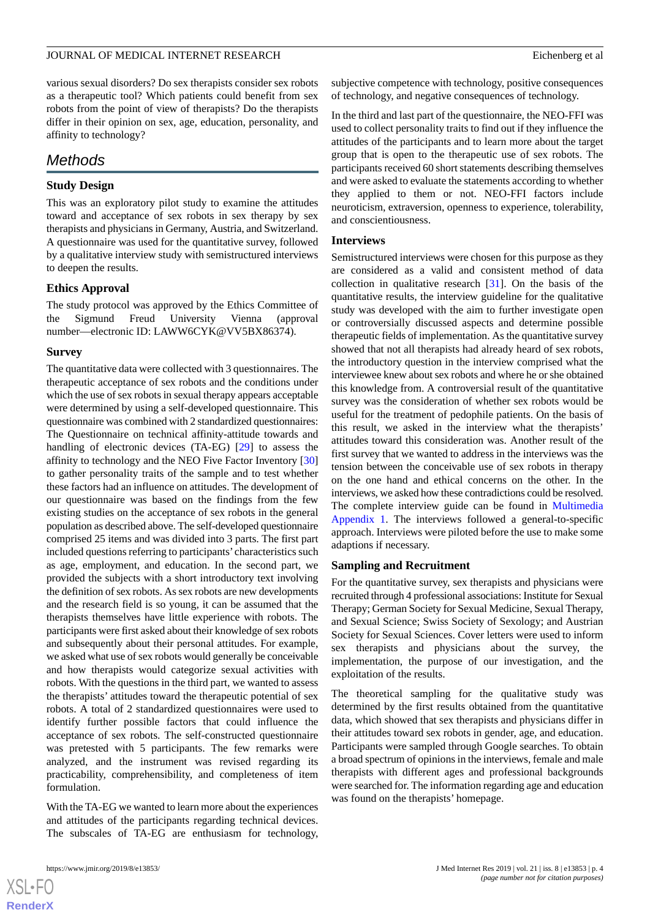various sexual disorders? Do sex therapists consider sex robots as a therapeutic tool? Which patients could benefit from sex robots from the point of view of therapists? Do the therapists differ in their opinion on sex, age, education, personality, and affinity to technology?

## Methods

### Study Design

This was an exploratory pilot study to examine the attitudes toward and acceptance of sex robots in sex therapy by sex therapists and physicians in Germany, Austria, and Switzerland. A questionnaire was used for the quantitative survey, followed by a qualitative interview study with semistructured interviews to deepen the results.

### Ethics Approval

The study protocol was approved by the Ethics Committee of the Sigmund Freud University Vienna (approval number—electronic ID: LAWW6CYK@VV5BX86374).

### Survey

The quantitative data were collected with 3 questionnaires. The therapeutic acceptance of sex robots and the conditions under which the use of sex robots in sexual therapy appears acceptable were determined by using a self-developed questionnaire. This questionnaire was combined with 2 standardized questionnaires: The Questionnaire on technical affinity-attitude towards and handling of electronic devices (TA-EG) [29] to assess the affinity to technology and the NEO Five Factor Inventory [30] to gather personality traits of the sample and to test whether these factors had an influence on attitudes. The development of our questionnaire was based on the findings from the few existing studies on the acceptance of sex robots in the general population as described above. The self-developed questionnaire comprised 25 items and was divided into 3 parts. The first part included questions referring to participants' characteristics such as age, employment, and education. In the second part, we provided the subjects with a short introductory text involving the definition of sex robots. As sex robots are new developments and the research field is so young, it can be assumed that the therapists themselves have little experience with robots. The participants were first asked about their knowledge of sex robots and subsequently about their personal attitudes. For example, we asked what use of sex robots would generally be conceivable and how therapists would categorize sexual activities with robots. With the questions in the third part, we wanted to assess the therapists' attitudes toward the therapeutic potential of sex robots. A total of 2 standardized questionnaires were used to identify further possible factors that could influence the acceptance of sex robots. The self-constructed questionnaire was pretested with 5 participants. The few remarks were analyzed, and the instrument was revised regarding its practicability, comprehensibility, and completeness of item formulation.

With the TA-EG we wanted to learn more about the experiences and attitudes of the participants regarding technical devices. The subscales of TA-EG are enthusiasm for technology, subjective competence with technology, positive consequences of technology, and negative consequences of technology.

In the third and last part of the questionnaire, the NEO-FFI was used to collect personality traits to find out if they influence the attitudes of the participants and to learn more about the target group that is open to the therapeutic use of sex robots. The participants received 60 short statements describing themselves and were asked to evaluate the statements according to whether they applied to them or not. NEO-FFI factors include neuroticism, extraversion, openness to experience, tolerability, and conscientiousness.

### Interviews

Semistructured interviews were chosen for this purpose as they are considered as a valid and consistent method of data collection in qualitative research [31]. On the basis of the quantitative results, the interview guideline for the qualitative study was developed with the aim to further investigate open or controversially discussed aspects and determine possible therapeutic fields of implementation. As the quantitative survey showed that not all therapists had already heard of sex robots, the introductory question in the interview comprised what the interviewee knew about sex robots and where he or she obtained this knowledge from. A controversial result of the quantitative survey was the consideration of whether sex robots would be useful for the treatment of pedophile patients. On the basis of this result, we asked in the interview what the therapists' attitudes toward this consideration was. Another result of the first survey that we wanted to address in the interviews was the tension between the conceivable use of sex robots in therapy on the one hand and ethical concerns on the other. In the interviews, we asked how these contradictions could be resolved. The complete interview guide can be found in Multimedia Appendix 1. The interviews followed a general-to-specific approach. Interviews were piloted before the use to make some adaptions if necessary.

### Sampling and Recruitment

For the quantitative survey, sex therapists and physicians were recruited through 4 professional associations: Institute for Sexual Therapy; German Society for Sexual Medicine, Sexual Therapy, and Sexual Science; Swiss Society of Sexology; and Austrian Society for Sexual Sciences. Cover letters were used to inform sex therapists and physicians about the survey, the implementation, the purpose of our investigation, and the exploitation of the results.

The theoretical sampling for the qualitative study was determined by the first results obtained from the quantitative data, which showed that sex therapists and physicians differ in their attitudes toward sex robots in gender, age, and education. Participants were sampled through Google searches. To obtain a broad spectrum of opinions in the interviews, female and male therapists with different ages and professional backgrounds were searched for. The information regarding age and education was found on the therapists' homepage.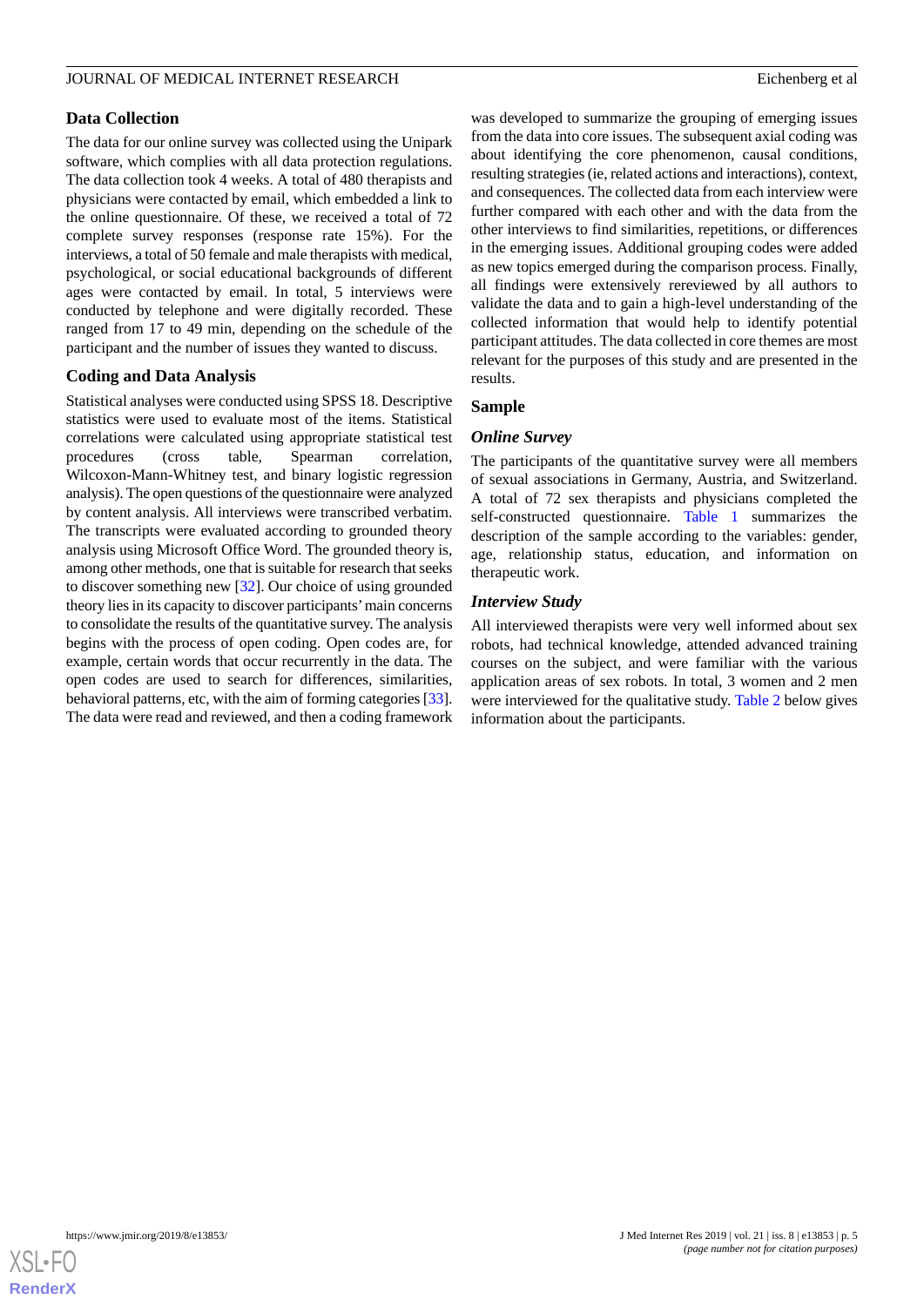## Data Collection

The data for our online survey was collected using the Unipark software, which complies with all data protection regulations. The data collection took 4 weeks. A total of 480 therapists and physicians were contacted by email, which embedded a link to the online questionnaire. Of these, we received a total of 72 complete survey responses (response rate 15%). For the interviews, a total of 50 female and male therapists with medical, psychological, or social educational backgrounds of different ages were contacted by email. In total, 5 interviews were conducted by telephone and were digitally recorded. These ranged from 17 to 49 min, depending on the schedule of the participant and the number of issues they wanted to discuss.

## Coding and Data Analysis

Statistical analyses were conducted using SPSS 18. Descriptive statistics were used to evaluate most of the items. Statistical correlations were calculated using appropriate statistical test procedures (cross table, Spearman correlation, Wilcoxon-Mann-Whitney test, and binary logistic regression analysis). The open questions of the questionnaire were analyzed by content analysis. All interviews were transcribed verbatim. The transcripts were evaluated according to grounded theory analysis using Microsoft Office Word. The grounded theory is, among other methods, one that is suitable for research that seeks to discover something new [32]. Our choice of using grounded theory lies in its capacity to discover participants' main concerns to consolidate the results of the quantitative survey. The analysis begins with the process of open coding. Open codes are, for example, certain words that occur recurrently in the data. The open codes are used to search for differences, similarities, behavioral patterns, etc, with the aim of forming categories [33]. The data were read and reviewed, and then a coding framework was developed to summarize the grouping of emerging issues from the data into core issues. The subsequent axial coding was about identifying the core phenomenon, causal conditions, resulting strategies (ie, related actions and interactions), context, and consequences. The collected data from each interview were further compared with each other and with the data from the other interviews to find similarities, repetitions, or differences in the emerging issues. Additional grouping codes were added as new topics emerged during the comparison process. Finally, all findings were extensively rereviewed by all authors to validate the data and to gain a high-level understanding of the collected information that would help to identify potential participant attitudes. The data collected in core themes are most relevant for the purposes of this study and are presented in the results.

## Sample

### *Online Survey*

The participants of the quantitative survey were all members of sexual associations in Germany, Austria, and Switzerland. A total of 72 sex therapists and physicians completed the self-constructed questionnaire. Table 1 summarizes the description of the sample according to the variables: gender, age, relationship status, education, and information on therapeutic work.

### *Interview Study*

All interviewed therapists were very well informed about sex robots, had technical knowledge, attended advanced training courses on the subject, and were familiar with the various application areas of sex robots. In total, 3 women and 2 men were interviewed for the qualitative study. Table 2 below gives information about the participants.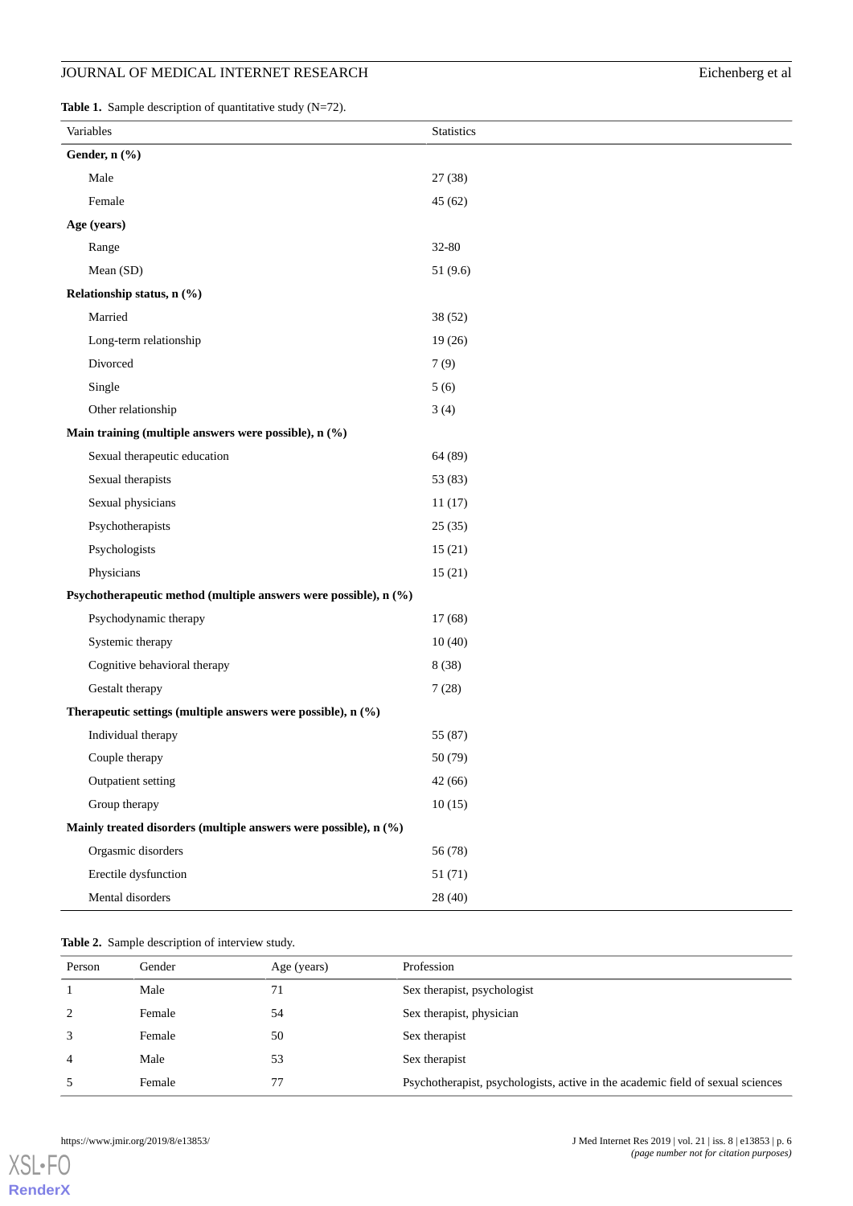**Table 1.** Sample description of quantitative study (N=72).

| Variables | Statistics |
|---|---|
| **Gender, n (%)** | |
| Male | 27 (38) |
| Female | 45 (62) |
| **Age (years)** | |
| Range | 32-80 |
| Mean (SD) | 51 (9.6) |
| **Relationship status, n (%)** | |
| Married | 38 (52) |
| Long-term relationship | 19 (26) |
| Divorced | 7 (9) |
| Single | 5 (6) |
| Other relationship | 3 (4) |
| **Main training (multiple answers were possible), n (%)** | |
| Sexual therapeutic education | 64 (89) |
| Sexual therapists | 53 (83) |
| Sexual physicians | 11 (17) |
| Psychotherapists | 25 (35) |
| Psychologists | 15 (21) |
| Physicians | 15 (21) |
| **Psychotherapeutic method (multiple answers were possible), n (%)** | |
| Psychodynamic therapy | 17 (68) |
| Systemic therapy | 10 (40) |
| Cognitive behavioral therapy | 8 (38) |
| Gestalt therapy | 7 (28) |
| **Therapeutic settings (multiple answers were possible), n (%)** | |
| Individual therapy | 55 (87) |
| Couple therapy | 50 (79) |
| Outpatient setting | 42 (66) |
| Group therapy | 10 (15) |
| **Mainly treated disorders (multiple answers were possible), n (%)** | |
| Orgasmic disorders | 56 (78) |
| Erectile dysfunction | 51 (71) |
| Mental disorders | 28 (40) |

**Table 2.** Sample description of interview study.

| Person | Gender | Age (years) | Profession |
|---|---|---|---|
| 1 | Male | 71 | Sex therapist, psychologist |
| 2 | Female | 54 | Sex therapist, physician |
| 3 | Female | 50 | Sex therapist |
| 4 | Male | 53 | Sex therapist |
| 5 | Female | 77 | Psychotherapist, psychologists, active in the academic field of sexual sciences |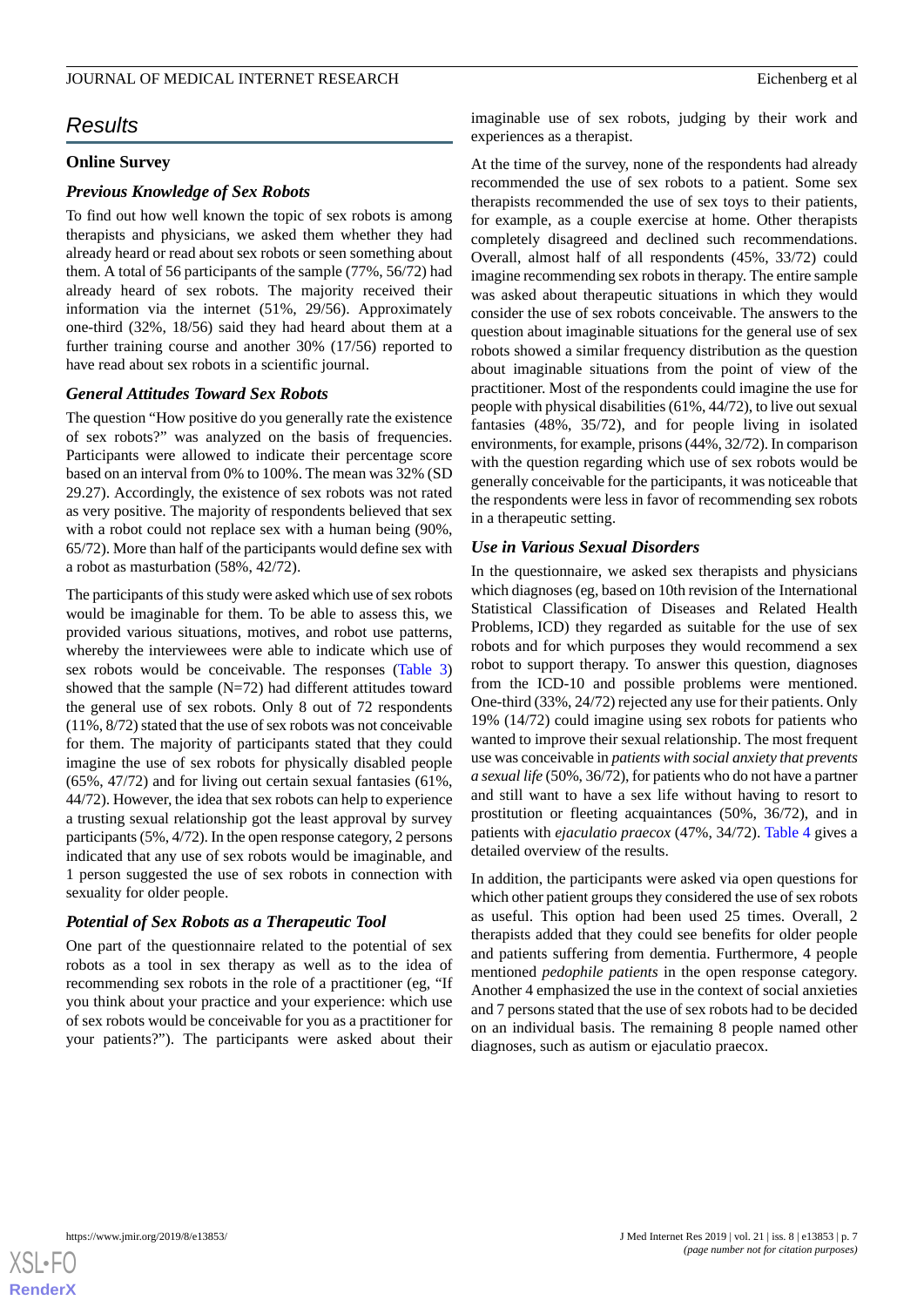## Results

### Online Survey

#### *Previous Knowledge of Sex Robots*

To find out how well known the topic of sex robots is among therapists and physicians, we asked them whether they had already heard or read about sex robots or seen something about them. A total of 56 participants of the sample (77%, 56/72) had already heard of sex robots. The majority received their information via the internet (51%, 29/56). Approximately one-third (32%, 18/56) said they had heard about them at a further training course and another 30% (17/56) reported to have read about sex robots in a scientific journal.

#### *General Attitudes Toward Sex Robots*

The question "How positive do you generally rate the existence of sex robots?" was analyzed on the basis of frequencies. Participants were allowed to indicate their percentage score based on an interval from 0% to 100%. The mean was 32% (SD 29.27). Accordingly, the existence of sex robots was not rated as very positive. The majority of respondents believed that sex with a robot could not replace sex with a human being (90%, 65/72). More than half of the participants would define sex with a robot as masturbation (58%, 42/72).

The participants of this study were asked which use of sex robots would be imaginable for them. To be able to assess this, we provided various situations, motives, and robot use patterns, whereby the interviewees were able to indicate which use of sex robots would be conceivable. The responses (Table 3) showed that the sample (N=72) had different attitudes toward the general use of sex robots. Only 8 out of 72 respondents (11%, 8/72) stated that the use of sex robots was not conceivable for them. The majority of participants stated that they could imagine the use of sex robots for physically disabled people (65%, 47/72) and for living out certain sexual fantasies (61%, 44/72). However, the idea that sex robots can help to experience a trusting sexual relationship got the least approval by survey participants (5%, 4/72). In the open response category, 2 persons indicated that any use of sex robots would be imaginable, and 1 person suggested the use of sex robots in connection with sexuality for older people.

#### *Potential of Sex Robots as a Therapeutic Tool*

One part of the questionnaire related to the potential of sex robots as a tool in sex therapy as well as to the idea of recommending sex robots in the role of a practitioner (eg, "If you think about your practice and your experience: which use of sex robots would be conceivable for you as a practitioner for your patients?"). The participants were asked about their imaginable use of sex robots, judging by their work and experiences as a therapist.

At the time of the survey, none of the respondents had already recommended the use of sex robots to a patient. Some sex therapists recommended the use of sex toys to their patients, for example, as a couple exercise at home. Other therapists completely disagreed and declined such recommendations. Overall, almost half of all respondents (45%, 33/72) could imagine recommending sex robots in therapy. The entire sample was asked about therapeutic situations in which they would consider the use of sex robots conceivable. The answers to the question about imaginable situations for the general use of sex robots showed a similar frequency distribution as the question about imaginable situations from the point of view of the practitioner. Most of the respondents could imagine the use for people with physical disabilities (61%, 44/72), to live out sexual fantasies (48%, 35/72), and for people living in isolated environments, for example, prisons (44%, 32/72). In comparison with the question regarding which use of sex robots would be generally conceivable for the participants, it was noticeable that the respondents were less in favor of recommending sex robots in a therapeutic setting.

#### *Use in Various Sexual Disorders*

In the questionnaire, we asked sex therapists and physicians which diagnoses (eg, based on 10th revision of the International Statistical Classification of Diseases and Related Health Problems, ICD) they regarded as suitable for the use of sex robots and for which purposes they would recommend a sex robot to support therapy. To answer this question, diagnoses from the ICD-10 and possible problems were mentioned. One-third (33%, 24/72) rejected any use for their patients. Only 19% (14/72) could imagine using sex robots for patients who wanted to improve their sexual relationship. The most frequent use was conceivable in *patients with social anxiety that prevents a sexual life* (50%, 36/72), for patients who do not have a partner and still want to have a sex life without having to resort to prostitution or fleeting acquaintances (50%, 36/72), and in patients with *ejaculatio praecox* (47%, 34/72). Table 4 gives a detailed overview of the results.

In addition, the participants were asked via open questions for which other patient groups they considered the use of sex robots as useful. This option had been used 25 times. Overall, 2 therapists added that they could see benefits for older people and patients suffering from dementia. Furthermore, 4 people mentioned *pedophile patients* in the open response category. Another 4 emphasized the use in the context of social anxieties and 7 persons stated that the use of sex robots had to be decided on an individual basis. The remaining 8 people named other diagnoses, such as autism or ejaculatio praecox.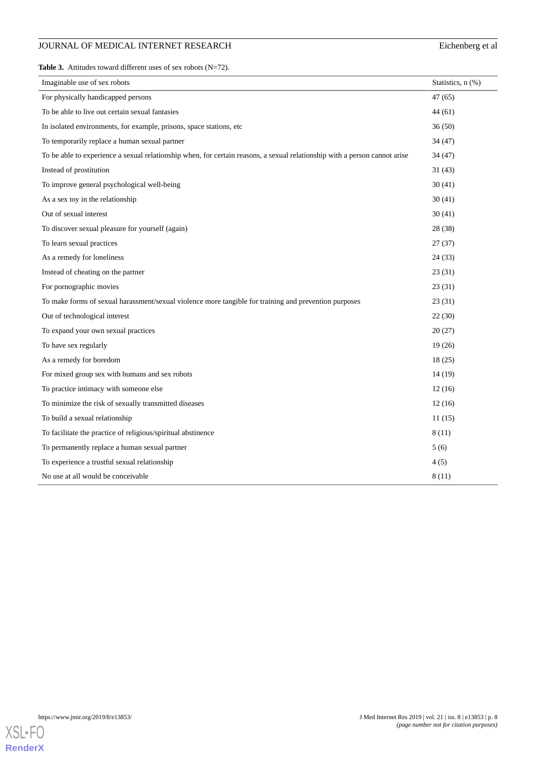**Table 3.** Attitudes toward different uses of sex robots (N=72).

| Imaginable use of sex robots | Statistics, n (%) |
|---|---|
| For physically handicapped persons | 47 (65) |
| To be able to live out certain sexual fantasies | 44 (61) |
| In isolated environments, for example, prisons, space stations, etc | 36 (50) |
| To temporarily replace a human sexual partner | 34 (47) |
| To be able to experience a sexual relationship when, for certain reasons, a sexual relationship with a person cannot arise | 34 (47) |
| Instead of prostitution | 31 (43) |
| To improve general psychological well-being | 30 (41) |
| As a sex toy in the relationship | 30 (41) |
| Out of sexual interest | 30 (41) |
| To discover sexual pleasure for yourself (again) | 28 (38) |
| To learn sexual practices | 27 (37) |
| As a remedy for loneliness | 24 (33) |
| Instead of cheating on the partner | 23 (31) |
| For pornographic movies | 23 (31) |
| To make forms of sexual harassment/sexual violence more tangible for training and prevention purposes | 23 (31) |
| Out of technological interest | 22 (30) |
| To expand your own sexual practices | 20 (27) |
| To have sex regularly | 19 (26) |
| As a remedy for boredom | 18 (25) |
| For mixed group sex with humans and sex robots | 14 (19) |
| To practice intimacy with someone else | 12 (16) |
| To minimize the risk of sexually transmitted diseases | 12 (16) |
| To build a sexual relationship | 11 (15) |
| To facilitate the practice of religious/spiritual abstinence | 8 (11) |
| To permanently replace a human sexual partner | 5 (6) |
| To experience a trustful sexual relationship | 4 (5) |
| No use at all would be conceivable | 8 (11) |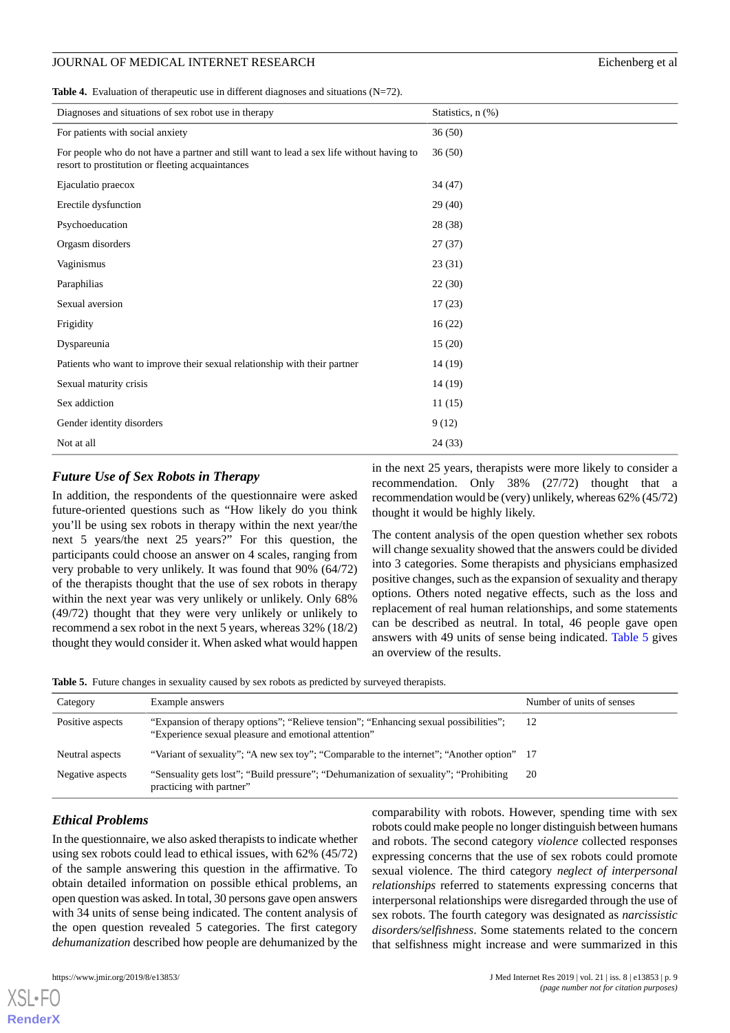**Table 4.** Evaluation of therapeutic use in different diagnoses and situations (N=72).

| Diagnoses and situations of sex robot use in therapy | Statistics, n (%) |
|---|---|
| For patients with social anxiety | 36 (50) |
| For people who do not have a partner and still want to lead a sex life without having to resort to prostitution or fleeting acquaintances | 36 (50) |
| Ejaculatio praecox | 34 (47) |
| Erectile dysfunction | 29 (40) |
| Psychoeducation | 28 (38) |
| Orgasm disorders | 27 (37) |
| Vaginismus | 23 (31) |
| Paraphilias | 22 (30) |
| Sexual aversion | 17 (23) |
| Frigidity | 16 (22) |
| Dyspareunia | 15 (20) |
| Patients who want to improve their sexual relationship with their partner | 14 (19) |
| Sexual maturity crisis | 14 (19) |
| Sex addiction | 11 (15) |
| Gender identity disorders | 9 (12) |
| Not at all | 24 (33) |

### *Future Use of Sex Robots in Therapy*

In addition, the respondents of the questionnaire were asked future-oriented questions such as "How likely do you think you'll be using sex robots in therapy within the next year/the next 5 years/the next 25 years?" For this question, the participants could choose an answer on 4 scales, ranging from very probable to very unlikely. It was found that 90% (64/72) of the therapists thought that the use of sex robots in therapy within the next year was very unlikely or unlikely. Only 68% (49/72) thought that they were very unlikely or unlikely to recommend a sex robot in the next 5 years, whereas 32% (18/2) thought they would consider it. When asked what would happen in the next 25 years, therapists were more likely to consider a recommendation. Only 38% (27/72) thought that a recommendation would be (very) unlikely, whereas 62% (45/72) thought it would be highly likely.

The content analysis of the open question whether sex robots will change sexuality showed that the answers could be divided into 3 categories. Some therapists and physicians emphasized positive changes, such as the expansion of sexuality and therapy options. Others noted negative effects, such as the loss and replacement of real human relationships, and some statements can be described as neutral. In total, 46 people gave open answers with 49 units of sense being indicated. Table 5 gives an overview of the results.

**Table 5.** Future changes in sexuality caused by sex robots as predicted by surveyed therapists.

| Category | Example answers | Number of units of senses |
|---|---|---|
| Positive aspects | "Expansion of therapy options"; "Relieve tension"; "Enhancing sexual possibilities"; "Experience sexual pleasure and emotional attention" | 12 |
| Neutral aspects | "Variant of sexuality"; "A new sex toy"; "Comparable to the internet"; "Another option" | 17 |
| Negative aspects | "Sensuality gets lost"; "Build pressure"; "Dehumanization of sexuality"; "Prohibiting practicing with partner" | 20 |

### *Ethical Problems*

In the questionnaire, we also asked therapists to indicate whether using sex robots could lead to ethical issues, with 62% (45/72) of the sample answering this question in the affirmative. To obtain detailed information on possible ethical problems, an open question was asked. In total, 30 persons gave open answers with 34 units of sense being indicated. The content analysis of the open question revealed 5 categories. The first category *dehumanization* described how people are dehumanized by the comparability with robots. However, spending time with sex robots could make people no longer distinguish between humans and robots. The second category *violence* collected responses expressing concerns that the use of sex robots could promote sexual violence. The third category *neglect of interpersonal relationships* referred to statements expressing concerns that interpersonal relationships were disregarded through the use of sex robots. The fourth category was designated as *narcissistic disorders/selfishness*. Some statements related to the concern that selfishness might increase and were summarized in this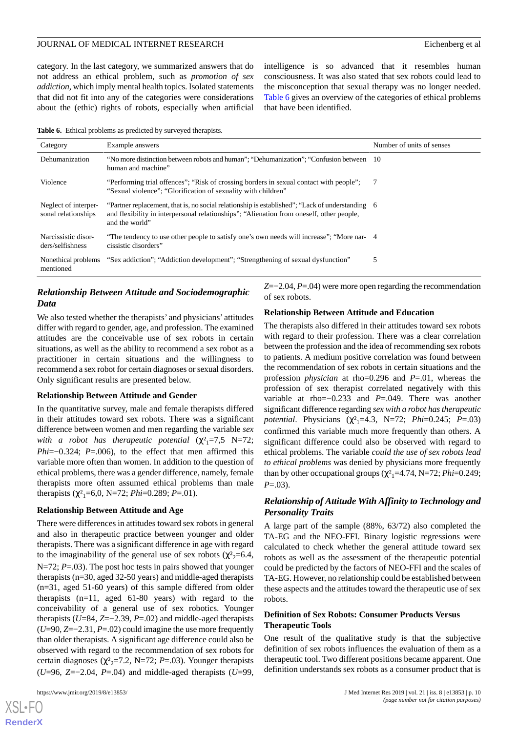category. In the last category, we summarized answers that do not address an ethical problem, such as *promotion of sex addiction*, which imply mental health topics. Isolated statements that did not fit into any of the categories were considerations about the (ethic) rights of robots, especially when artificial intelligence is so advanced that it resembles human consciousness. It was also stated that sex robots could lead to the misconception that sexual therapy was no longer needed. Table 6 gives an overview of the categories of ethical problems that have been identified.

**Table 6.** Ethical problems as predicted by surveyed therapists.

| Category | Example answers | Number of units of senses |
|---|---|---|
| Dehumanization | "No more distinction between robots and human"; "Dehumanization"; "Confusion between human and machine" | 10 |
| Violence | "Performing trial offences"; "Risk of crossing borders in sexual contact with people"; "Sexual violence"; "Glorification of sexuality with children" | 7 |
| Neglect of interpersonal relationships | "Partner replacement, that is, no social relationship is established"; "Lack of understanding and flexibility in interpersonal relationships"; "Alienation from oneself, other people, and the world" | 6 |
| Narcissistic disorders/selfishness | "The tendency to use other people to satisfy one's own needs will increase"; "More narcissistic disorders" | 4 |
| Nonethical problems mentioned | "Sex addiction"; "Addiction development"; "Strengthening of sexual dysfunction" | 5 |

## Relationship Between Attitude and Sociodemographic Data

We also tested whether the therapists' and physicians' attitudes differ with regard to gender, age, and profession. The examined attitudes are the conceivable use of sex robots in certain situations, as well as the ability to recommend a sex robot as a practitioner in certain situations and the willingness to recommend a sex robot for certain diagnoses or sexual disorders. Only significant results are presented below.

### Relationship Between Attitude and Gender

In the quantitative survey, male and female therapists differed in their attitudes toward sex robots. There was a significant difference between women and men regarding the variable *sex with a robot has therapeutic potential* ($\chi^2_1$=7,5 N=72; *Phi*=−0.324; *P*=.006), to the effect that men affirmed this variable more often than women. In addition to the question of ethical problems, there was a gender difference, namely, female therapists more often assumed ethical problems than male therapists ($\chi^2_1$=6,0, N=72; *Phi*=0.289; *P*=.01).

### Relationship Between Attitude and Age

There were differences in attitudes toward sex robots in general and also in therapeutic practice between younger and older therapists. There was a significant difference in age with regard to the imaginability of the general use of sex robots ($\chi^2_2$=6.4, N=72; *P*=.03). The post hoc tests in pairs showed that younger therapists (n=30, aged 32-50 years) and middle-aged therapists (n=31, aged 51-60 years) of this sample differed from older therapists (n=11, aged 61-80 years) with regard to the conceivability of a general use of sex robotics. Younger therapists (*U*=84, *Z*=−2.39, *P*=.02) and middle-aged therapists (*U*=90, *Z*=−2.31, *P*=.02) could imagine the use more frequently than older therapists. A significant age difference could also be observed with regard to the recommendation of sex robots for certain diagnoses ($\chi^2_2$=7.2, N=72; *P*=.03). Younger therapists (*U*=96, *Z*=−2.04, *P*=.04) and middle-aged therapists (*U*=99, *Z*=−2.04, *P*=.04) were more open regarding the recommendation of sex robots.

### Relationship Between Attitude and Education

The therapists also differed in their attitudes toward sex robots with regard to their profession. There was a clear correlation between the profession and the idea of recommending sex robots to patients. A medium positive correlation was found between the recommendation of sex robots in certain situations and the profession *physician* at rho=0.296 and *P*=.01, whereas the profession of sex therapist correlated negatively with this variable at rho=−0.233 and *P*=.049. There was another significant difference regarding *sex with a robot has therapeutic potential*. Physicians ($\chi^2_1$=4.3, N=72; *Phi*=0.245; *P*=.03) confirmed this variable much more frequently than others. A significant difference could also be observed with regard to ethical problems. The variable *could the use of sex robots lead to ethical problems* was denied by physicians more frequently than by other occupational groups ($\chi^2_1$=4.74, N=72; *Phi*=0.249; *P*=.03).

## Relationship of Attitude With Affinity to Technology and Personality Traits

A large part of the sample (88%, 63/72) also completed the TA-EG and the NEO-FFI. Binary logistic regressions were calculated to check whether the general attitude toward sex robots as well as the assessment of the therapeutic potential could be predicted by the factors of NEO-FFI and the scales of TA-EG. However, no relationship could be established between these aspects and the attitudes toward the therapeutic use of sex robots.

### Definition of Sex Robots: Consumer Products Versus Therapeutic Tools

One result of the qualitative study is that the subjective definition of sex robots influences the evaluation of them as a therapeutic tool. Two different positions became apparent. One definition understands sex robots as a consumer product that is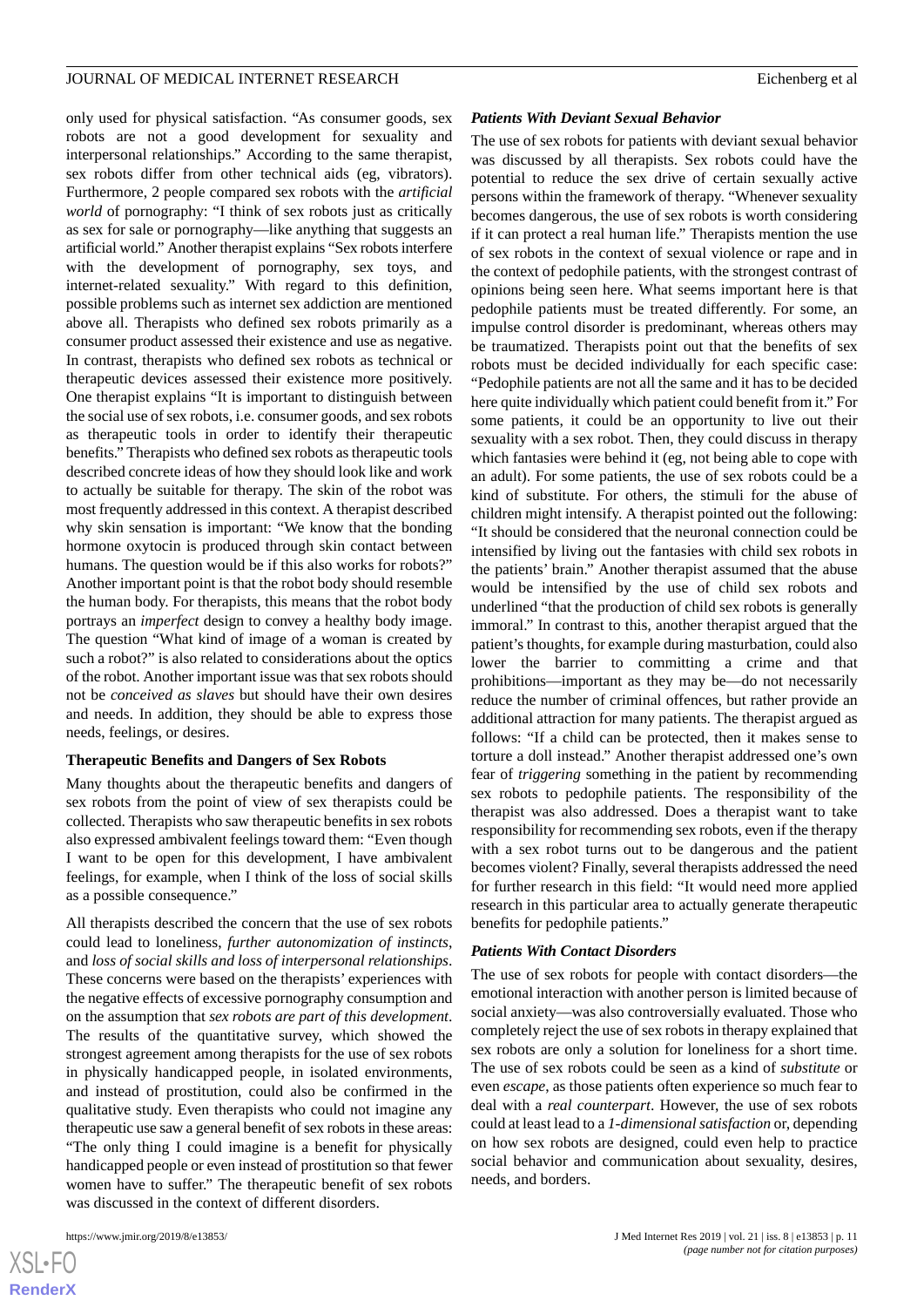only used for physical satisfaction. "As consumer goods, sex robots are not a good development for sexuality and interpersonal relationships." According to the same therapist, sex robots differ from other technical aids (eg, vibrators). Furthermore, 2 people compared sex robots with the *artificial world* of pornography: "I think of sex robots just as critically as sex for sale or pornography—like anything that suggests an artificial world." Another therapist explains "Sex robots interfere with the development of pornography, sex toys, and internet-related sexuality." With regard to this definition, possible problems such as internet sex addiction are mentioned above all. Therapists who defined sex robots primarily as a consumer product assessed their existence and use as negative. In contrast, therapists who defined sex robots as technical or therapeutic devices assessed their existence more positively. One therapist explains "It is important to distinguish between the social use of sex robots, i.e. consumer goods, and sex robots as therapeutic tools in order to identify their therapeutic benefits." Therapists who defined sex robots as therapeutic tools described concrete ideas of how they should look like and work to actually be suitable for therapy. The skin of the robot was most frequently addressed in this context. A therapist described why skin sensation is important: "We know that the bonding hormone oxytocin is produced through skin contact between humans. The question would be if this also works for robots?" Another important point is that the robot body should resemble the human body. For therapists, this means that the robot body portrays an *imperfect* design to convey a healthy body image. The question "What kind of image of a woman is created by such a robot?" is also related to considerations about the optics of the robot. Another important issue was that sex robots should not be *conceived as slaves* but should have their own desires and needs. In addition, they should be able to express those needs, feelings, or desires.

### Therapeutic Benefits and Dangers of Sex Robots

Many thoughts about the therapeutic benefits and dangers of sex robots from the point of view of sex therapists could be collected. Therapists who saw therapeutic benefits in sex robots also expressed ambivalent feelings toward them: "Even though I want to be open for this development, I have ambivalent feelings, for example, when I think of the loss of social skills as a possible consequence."

All therapists described the concern that the use of sex robots could lead to loneliness, *further autonomization of instincts*, and *loss of social skills and loss of interpersonal relationships*. These concerns were based on the therapists' experiences with the negative effects of excessive pornography consumption and on the assumption that *sex robots are part of this development*. The results of the quantitative survey, which showed the strongest agreement among therapists for the use of sex robots in physically handicapped people, in isolated environments, and instead of prostitution, could also be confirmed in the qualitative study. Even therapists who could not imagine any therapeutic use saw a general benefit of sex robots in these areas: "The only thing I could imagine is a benefit for physically handicapped people or even instead of prostitution so that fewer women have to suffer." The therapeutic benefit of sex robots was discussed in the context of different disorders.

#### Patients With Deviant Sexual Behavior

The use of sex robots for patients with deviant sexual behavior was discussed by all therapists. Sex robots could have the potential to reduce the sex drive of certain sexually active persons within the framework of therapy. "Whenever sexuality becomes dangerous, the use of sex robots is worth considering if it can protect a real human life." Therapists mention the use of sex robots in the context of sexual violence or rape and in the context of pedophile patients, with the strongest contrast of opinions being seen here. What seems important here is that pedophile patients must be treated differently. For some, an impulse control disorder is predominant, whereas others may be traumatized. Therapists point out that the benefits of sex robots must be decided individually for each specific case: "Pedophile patients are not all the same and it has to be decided here quite individually which patient could benefit from it." For some patients, it could be an opportunity to live out their sexuality with a sex robot. Then, they could discuss in therapy which fantasies were behind it (eg, not being able to cope with an adult). For some patients, the use of sex robots could be a kind of substitute. For others, the stimuli for the abuse of children might intensify. A therapist pointed out the following: "It should be considered that the neuronal connection could be intensified by living out the fantasies with child sex robots in the patients' brain." Another therapist assumed that the abuse would be intensified by the use of child sex robots and underlined "that the production of child sex robots is generally immoral." In contrast to this, another therapist argued that the patient's thoughts, for example during masturbation, could also lower the barrier to committing a crime and that prohibitions—important as they may be—do not necessarily reduce the number of criminal offences, but rather provide an additional attraction for many patients. The therapist argued as follows: "If a child can be protected, then it makes sense to torture a doll instead." Another therapist addressed one's own fear of *triggering* something in the patient by recommending sex robots to pedophile patients. The responsibility of the therapist was also addressed. Does a therapist want to take responsibility for recommending sex robots, even if the therapy with a sex robot turns out to be dangerous and the patient becomes violent? Finally, several therapists addressed the need for further research in this field: "It would need more applied research in this particular area to actually generate therapeutic benefits for pedophile patients."

#### Patients With Contact Disorders

The use of sex robots for people with contact disorders—the emotional interaction with another person is limited because of social anxiety—was also controversially evaluated. Those who completely reject the use of sex robots in therapy explained that sex robots are only a solution for loneliness for a short time. The use of sex robots could be seen as a kind of *substitute* or even *escape*, as those patients often experience so much fear to deal with a *real counterpart*. However, the use of sex robots could at least lead to a *1-dimensional satisfaction* or, depending on how sex robots are designed, could even help to practice social behavior and communication about sexuality, desires, needs, and borders.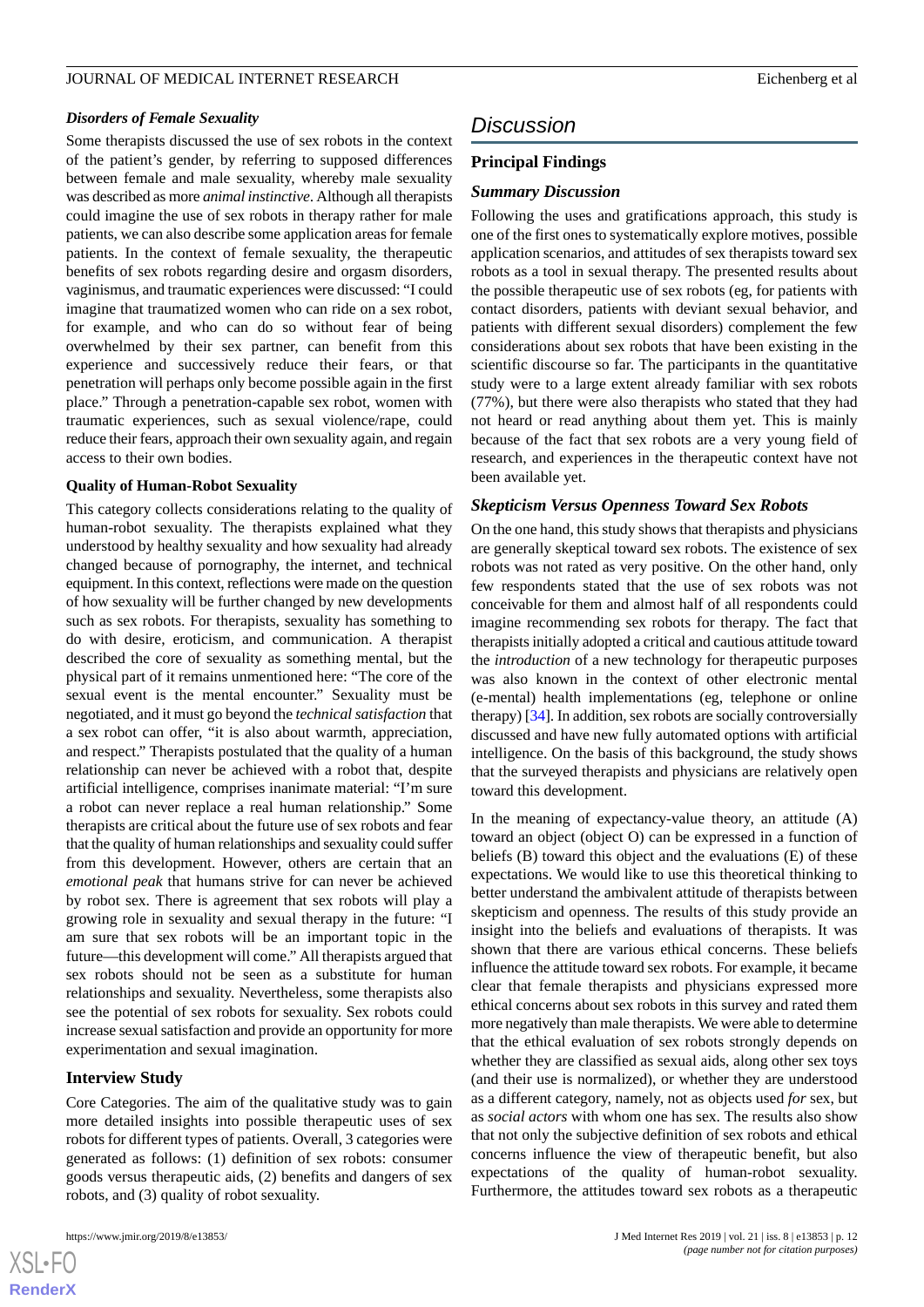### Disorders of Female Sexuality

Some therapists discussed the use of sex robots in the context of the patient's gender, by referring to supposed differences between female and male sexuality, whereby male sexuality was described as more *animal instinctive*. Although all therapists could imagine the use of sex robots in therapy rather for male patients, we can also describe some application areas for female patients. In the context of female sexuality, the therapeutic benefits of sex robots regarding desire and orgasm disorders, vaginismus, and traumatic experiences were discussed: "I could imagine that traumatized women who can ride on a sex robot, for example, and who can do so without fear of being overwhelmed by their sex partner, can benefit from this experience and successively reduce their fears, or that penetration will perhaps only become possible again in the first place." Through a penetration-capable sex robot, women with traumatic experiences, such as sexual violence/rape, could reduce their fears, approach their own sexuality again, and regain access to their own bodies.

#### Quality of Human-Robot Sexuality

This category collects considerations relating to the quality of human-robot sexuality. The therapists explained what they understood by healthy sexuality and how sexuality had already changed because of pornography, the internet, and technical equipment. In this context, reflections were made on the question of how sexuality will be further changed by new developments such as sex robots. For therapists, sexuality has something to do with desire, eroticism, and communication. A therapist described the core of sexuality as something mental, but the physical part of it remains unmentioned here: "The core of the sexual event is the mental encounter." Sexuality must be negotiated, and it must go beyond the *technical satisfaction* that a sex robot can offer, "it is also about warmth, appreciation, and respect." Therapists postulated that the quality of a human relationship can never be achieved with a robot that, despite artificial intelligence, comprises inanimate material: "I'm sure a robot can never replace a real human relationship." Some therapists are critical about the future use of sex robots and fear that the quality of human relationships and sexuality could suffer from this development. However, others are certain that an *emotional peak* that humans strive for can never be achieved by robot sex. There is agreement that sex robots will play a growing role in sexuality and sexual therapy in the future: "I am sure that sex robots will be an important topic in the future—this development will come." All therapists argued that sex robots should not be seen as a substitute for human relationships and sexuality. Nevertheless, some therapists also see the potential of sex robots for sexuality. Sex robots could increase sexual satisfaction and provide an opportunity for more experimentation and sexual imagination.

### Interview Study

Core Categories. The aim of the qualitative study was to gain more detailed insights into possible therapeutic uses of sex robots for different types of patients. Overall, 3 categories were generated as follows: (1) definition of sex robots: consumer goods versus therapeutic aids, (2) benefits and dangers of sex robots, and (3) quality of robot sexuality.

## Discussion

### Principal Findings

#### Summary Discussion

Following the uses and gratifications approach, this study is one of the first ones to systematically explore motives, possible application scenarios, and attitudes of sex therapists toward sex robots as a tool in sexual therapy. The presented results about the possible therapeutic use of sex robots (eg, for patients with contact disorders, patients with deviant sexual behavior, and patients with different sexual disorders) complement the few considerations about sex robots that have been existing in the scientific discourse so far. The participants in the quantitative study were to a large extent already familiar with sex robots (77%), but there were also therapists who stated that they had not heard or read anything about them yet. This is mainly because of the fact that sex robots are a very young field of research, and experiences in the therapeutic context have not been available yet.

#### Skepticism Versus Openness Toward Sex Robots

On the one hand, this study shows that therapists and physicians are generally skeptical toward sex robots. The existence of sex robots was not rated as very positive. On the other hand, only few respondents stated that the use of sex robots was not conceivable for them and almost half of all respondents could imagine recommending sex robots for therapy. The fact that therapists initially adopted a critical and cautious attitude toward the *introduction* of a new technology for therapeutic purposes was also known in the context of other electronic mental (e-mental) health implementations (eg, telephone or online therapy) [34]. In addition, sex robots are socially controversially discussed and have new fully automated options with artificial intelligence. On the basis of this background, the study shows that the surveyed therapists and physicians are relatively open toward this development.

In the meaning of expectancy-value theory, an attitude (A) toward an object (object O) can be expressed in a function of beliefs (B) toward this object and the evaluations (E) of these expectations. We would like to use this theoretical thinking to better understand the ambivalent attitude of therapists between skepticism and openness. The results of this study provide an insight into the beliefs and evaluations of therapists. It was shown that there are various ethical concerns. These beliefs influence the attitude toward sex robots. For example, it became clear that female therapists and physicians expressed more ethical concerns about sex robots in this survey and rated them more negatively than male therapists. We were able to determine that the ethical evaluation of sex robots strongly depends on whether they are classified as sexual aids, along other sex toys (and their use is normalized), or whether they are understood as a different category, namely, not as objects used *for* sex, but as *social actors* with whom one has sex. The results also show that not only the subjective definition of sex robots and ethical concerns influence the view of therapeutic benefit, but also expectations of the quality of human-robot sexuality. Furthermore, the attitudes toward sex robots as a therapeutic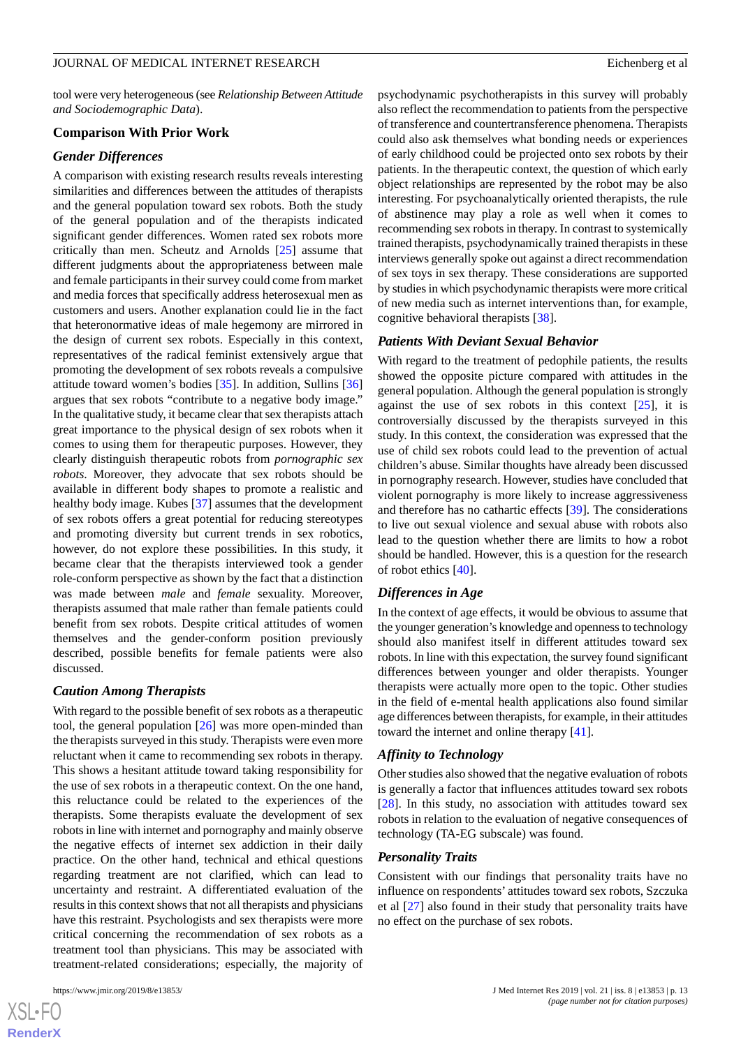tool were very heterogeneous (see *Relationship Between Attitude and Sociodemographic Data*).

### Comparison With Prior Work

#### Gender Differences

A comparison with existing research results reveals interesting similarities and differences between the attitudes of therapists and the general population toward sex robots. Both the study of the general population and of the therapists indicated significant gender differences. Women rated sex robots more critically than men. Scheutz and Arnolds [25] assume that different judgments about the appropriateness between male and female participants in their survey could come from market and media forces that specifically address heterosexual men as customers and users. Another explanation could lie in the fact that heteronormative ideas of male hegemony are mirrored in the design of current sex robots. Especially in this context, representatives of the radical feminist extensively argue that promoting the development of sex robots reveals a compulsive attitude toward women's bodies [35]. In addition, Sullins [36] argues that sex robots "contribute to a negative body image." In the qualitative study, it became clear that sex therapists attach great importance to the physical design of sex robots when it comes to using them for therapeutic purposes. However, they clearly distinguish therapeutic robots from *pornographic sex robots*. Moreover, they advocate that sex robots should be available in different body shapes to promote a realistic and healthy body image. Kubes [37] assumes that the development of sex robots offers a great potential for reducing stereotypes and promoting diversity but current trends in sex robotics, however, do not explore these possibilities. In this study, it became clear that the therapists interviewed took a gender role-conform perspective as shown by the fact that a distinction was made between *male* and *female* sexuality. Moreover, therapists assumed that male rather than female patients could benefit from sex robots. Despite critical attitudes of women themselves and the gender-conform position previously described, possible benefits for female patients were also discussed.

#### Caution Among Therapists

With regard to the possible benefit of sex robots as a therapeutic tool, the general population [26] was more open-minded than the therapists surveyed in this study. Therapists were even more reluctant when it came to recommending sex robots in therapy. This shows a hesitant attitude toward taking responsibility for the use of sex robots in a therapeutic context. On the one hand, this reluctance could be related to the experiences of the therapists. Some therapists evaluate the development of sex robots in line with internet and pornography and mainly observe the negative effects of internet sex addiction in their daily practice. On the other hand, technical and ethical questions regarding treatment are not clarified, which can lead to uncertainty and restraint. A differentiated evaluation of the results in this context shows that not all therapists and physicians have this restraint. Psychologists and sex therapists were more critical concerning the recommendation of sex robots as a treatment tool than physicians. This may be associated with treatment-related considerations; especially, the majority of psychodynamic psychotherapists in this survey will probably also reflect the recommendation to patients from the perspective of transference and countertransference phenomena. Therapists could also ask themselves what bonding needs or experiences of early childhood could be projected onto sex robots by their patients. In the therapeutic context, the question of which early object relationships are represented by the robot may be also interesting. For psychoanalytically oriented therapists, the rule of abstinence may play a role as well when it comes to recommending sex robots in therapy. In contrast to systemically trained therapists, psychodynamically trained therapists in these interviews generally spoke out against a direct recommendation of sex toys in sex therapy. These considerations are supported by studies in which psychodynamic therapists were more critical of new media such as internet interventions than, for example, cognitive behavioral therapists [38].

#### Patients With Deviant Sexual Behavior

With regard to the treatment of pedophile patients, the results showed the opposite picture compared with attitudes in the general population. Although the general population is strongly against the use of sex robots in this context [25], it is controversially discussed by the therapists surveyed in this study. In this context, the consideration was expressed that the use of child sex robots could lead to the prevention of actual children's abuse. Similar thoughts have already been discussed in pornography research. However, studies have concluded that violent pornography is more likely to increase aggressiveness and therefore has no cathartic effects [39]. The considerations to live out sexual violence and sexual abuse with robots also lead to the question whether there are limits to how a robot should be handled. However, this is a question for the research of robot ethics [40].

#### Differences in Age

In the context of age effects, it would be obvious to assume that the younger generation's knowledge and openness to technology should also manifest itself in different attitudes toward sex robots. In line with this expectation, the survey found significant differences between younger and older therapists. Younger therapists were actually more open to the topic. Other studies in the field of e-mental health applications also found similar age differences between therapists, for example, in their attitudes toward the internet and online therapy [41].

#### Affinity to Technology

Other studies also showed that the negative evaluation of robots is generally a factor that influences attitudes toward sex robots [28]. In this study, no association with attitudes toward sex robots in relation to the evaluation of negative consequences of technology (TA-EG subscale) was found.

#### Personality Traits

Consistent with our findings that personality traits have no influence on respondents' attitudes toward sex robots, Szczuka et al [27] also found in their study that personality traits have no effect on the purchase of sex robots.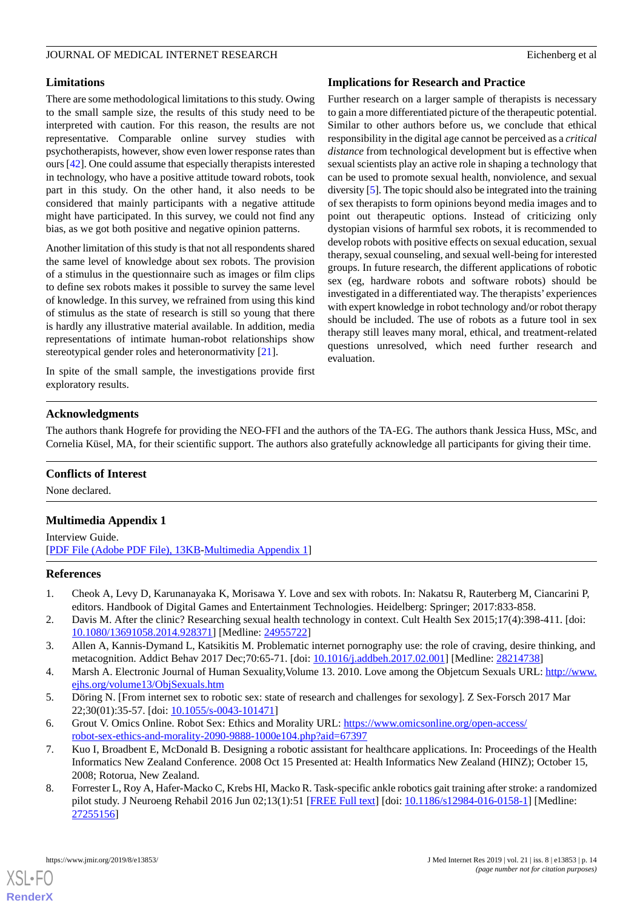### Limitations

There are some methodological limitations to this study. Owing to the small sample size, the results of this study need to be interpreted with caution. For this reason, the results are not representative. Comparable online survey studies with psychotherapists, however, show even lower response rates than ours [42]. One could assume that especially therapists interested in technology, who have a positive attitude toward robots, took part in this study. On the other hand, it also needs to be considered that mainly participants with a negative attitude might have participated. In this survey, we could not find any bias, as we got both positive and negative opinion patterns.

Another limitation of this study is that not all respondents shared the same level of knowledge about sex robots. The provision of a stimulus in the questionnaire such as images or film clips to define sex robots makes it possible to survey the same level of knowledge. In this survey, we refrained from using this kind of stimulus as the state of research is still so young that there is hardly any illustrative material available. In addition, media representations of intimate human-robot relationships show stereotypical gender roles and heteronormativity [21].

In spite of the small sample, the investigations provide first exploratory results.

### Implications for Research and Practice

Further research on a larger sample of therapists is necessary to gain a more differentiated picture of the therapeutic potential. Similar to other authors before us, we conclude that ethical responsibility in the digital age cannot be perceived as a *critical distance* from technological development but is effective when sexual scientists play an active role in shaping a technology that can be used to promote sexual health, nonviolence, and sexual diversity [5]. The topic should also be integrated into the training of sex therapists to form opinions beyond media images and to point out therapeutic options. Instead of criticizing only dystopian visions of harmful sex robots, it is recommended to develop robots with positive effects on sexual education, sexual therapy, sexual counseling, and sexual well-being for interested groups. In future research, the different applications of robotic sex (eg, hardware robots and software robots) should be investigated in a differentiated way. The therapists' experiences with expert knowledge in robot technology and/or robot therapy should be included. The use of robots as a future tool in sex therapy still leaves many moral, ethical, and treatment-related questions unresolved, which need further research and evaluation.

## Acknowledgments

The authors thank Hogrefe for providing the NEO-FFI and the authors of the TA-EG. The authors thank Jessica Huss, MSc, and Cornelia Küsel, MA, for their scientific support. The authors also gratefully acknowledge all participants for giving their time.

## Conflicts of Interest

None declared.

## Multimedia Appendix 1

Interview Guide.
[PDF File (Adobe PDF File), 13KB-Multimedia Appendix 1]

## References

1. Cheok A, Levy D, Karunanayaka K, Morisawa Y. Love and sex with robots. In: Nakatsu R, Rauterberg M, Ciancarini P, editors. Handbook of Digital Games and Entertainment Technologies. Heidelberg: Springer; 2017:833-858.
2. Davis M. After the clinic? Researching sexual health technology in context. Cult Health Sex 2015;17(4):398-411. [doi: 10.1080/13691058.2014.928371] [Medline: 24955722]
3. Allen A, Kannis-Dymand L, Katsikitis M. Problematic internet pornography use: the role of craving, desire thinking, and metacognition. Addict Behav 2017 Dec;70:65-71. [doi: 10.1016/j.addbeh.2017.02.001] [Medline: 28214738]
4. Marsh A. Electronic Journal of Human Sexuality,Volume 13. 2010. Love among the Objetcum Sexuals URL: http://www.ejhs.org/volume13/ObjSexuals.htm
5. Döring N. [From internet sex to robotic sex: state of research and challenges for sexology]. Z Sex-Forsch 2017 Mar 22;30(01):35-57. [doi: 10.1055/s-0043-101471]
6. Grout V. Omics Online. Robot Sex: Ethics and Morality URL: https://www.omicsonline.org/open-access/robot-sex-ethics-and-morality-2090-9888-1000e104.php?aid=67397
7. Kuo I, Broadbent E, McDonald B. Designing a robotic assistant for healthcare applications. In: Proceedings of the Health Informatics New Zealand Conference. 2008 Oct 15 Presented at: Health Informatics New Zealand (HINZ); October 15, 2008; Rotorua, New Zealand.
8. Forrester L, Roy A, Hafer-Macko C, Krebs HI, Macko R. Task-specific ankle robotics gait training after stroke: a randomized pilot study. J Neuroeng Rehabil 2016 Jun 02;13(1):51 [FREE Full text] [doi: 10.1186/s12984-016-0158-1] [Medline: 27255156]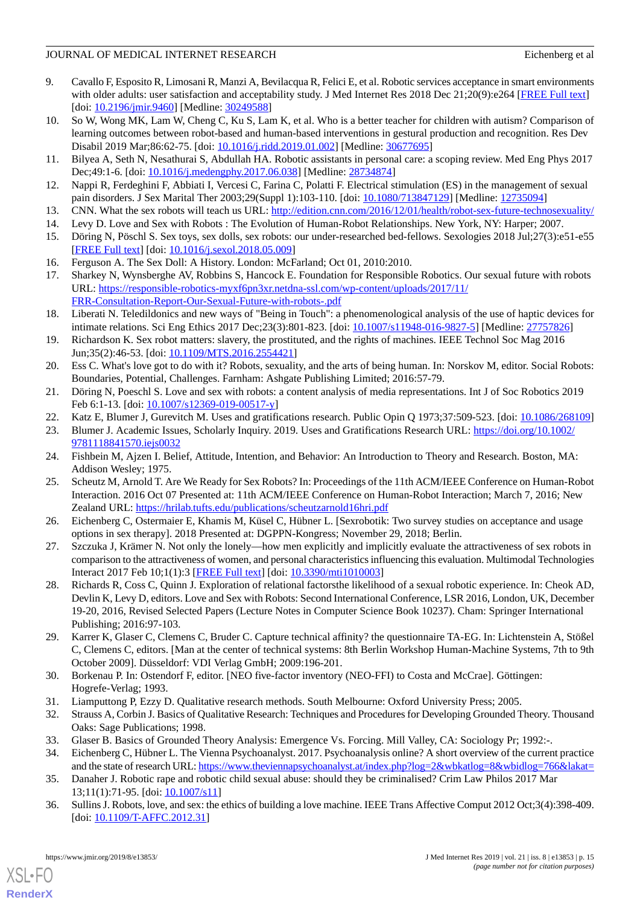9. Cavallo F, Esposito R, Limosani R, Manzi A, Bevilacqua R, Felici E, et al. Robotic services acceptance in smart environments with older adults: user satisfaction and acceptability study. J Med Internet Res 2018 Dec 21;20(9):e264 [FREE Full text] [doi: 10.2196/jmir.9460] [Medline: 30249588]
10. So W, Wong MK, Lam W, Cheng C, Ku S, Lam K, et al. Who is a better teacher for children with autism? Comparison of learning outcomes between robot-based and human-based interventions in gestural production and recognition. Res Dev Disabil 2019 Mar;86:62-75. [doi: 10.1016/j.ridd.2019.01.002] [Medline: 30677695]
11. Bilyea A, Seth N, Nesathurai S, Abdullah HA. Robotic assistants in personal care: a scoping review. Med Eng Phys 2017 Dec;49:1-6. [doi: 10.1016/j.medengphy.2017.06.038] [Medline: 28734874]
12. Nappi R, Ferdeghini F, Abbiati I, Vercesi C, Farina C, Polatti F. Electrical stimulation (ES) in the management of sexual pain disorders. J Sex Marital Ther 2003;29(Suppl 1):103-110. [doi: 10.1080/713847129] [Medline: 12735094]
13. CNN. What the sex robots will teach us URL: http://edition.cnn.com/2016/12/01/health/robot-sex-future-technosexuality/
14. Levy D. Love and Sex with Robots : The Evolution of Human-Robot Relationships. New York, NY: Harper; 2007.
15. Döring N, Pöschl S. Sex toys, sex dolls, sex robots: our under-researched bed-fellows. Sexologies 2018 Jul;27(3):e51-e55 [FREE Full text] [doi: 10.1016/j.sexol.2018.05.009]
16. Ferguson A. The Sex Doll: A History. London: McFarland; Oct 01, 2010:2010.
17. Sharkey N, Wynsberghe AV, Robbins S, Hancock E. Foundation for Responsible Robotics. Our sexual future with robots URL: https://responsible-robotics-myxf6pn3xr.netdna-ssl.com/wp-content/uploads/2017/11/FRR-Consultation-Report-Our-Sexual-Future-with-robots-.pdf
18. Liberati N. Teledildonics and new ways of "Being in Touch": a phenomenological analysis of the use of haptic devices for intimate relations. Sci Eng Ethics 2017 Dec;23(3):801-823. [doi: 10.1007/s11948-016-9827-5] [Medline: 27757826]
19. Richardson K. Sex robot matters: slavery, the prostituted, and the rights of machines. IEEE Technol Soc Mag 2016 Jun;35(2):46-53. [doi: 10.1109/MTS.2016.2554421]
20. Ess C. What's love got to do with it? Robots, sexuality, and the arts of being human. In: Norskov M, editor. Social Robots: Boundaries, Potential, Challenges. Farnham: Ashgate Publishing Limited; 2016:57-79.
21. Döring N, Poeschl S. Love and sex with robots: a content analysis of media representations. Int J of Soc Robotics 2019 Feb 6:1-13. [doi: 10.1007/s12369-019-00517-y]
22. Katz E, Blumer J, Gurevitch M. Uses and gratifications research. Public Opin Q 1973;37:509-523. [doi: 10.1086/268109]
23. Blumer J. Academic Issues, Scholarly Inquiry. 2019. Uses and Gratifications Research URL: https://doi.org/10.1002/9781118841570.iejs0032
24. Fishbein M, Ajzen I. Belief, Attitude, Intention, and Behavior: An Introduction to Theory and Research. Boston, MA: Addison Wesley; 1975.
25. Scheutz M, Arnold T. Are We Ready for Sex Robots? In: Proceedings of the 11th ACM/IEEE Conference on Human-Robot Interaction. 2016 Oct 07 Presented at: 11th ACM/IEEE Conference on Human-Robot Interaction; March 7, 2016; New Zealand URL: https://hrilab.tufts.edu/publications/scheutzarnold16hri.pdf
26. Eichenberg C, Ostermaier E, Khamis M, Küsel C, Hübner L. [Sexrobotik: Two survey studies on acceptance and usage options in sex therapy]. 2018 Presented at: DGPPN-Kongress; November 29, 2018; Berlin.
27. Szczuka J, Krämer N. Not only the lonely—how men explicitly and implicitly evaluate the attractiveness of sex robots in comparison to the attractiveness of women, and personal characteristics influencing this evaluation. Multimodal Technologies Interact 2017 Feb 10;1(1):3 [FREE Full text] [doi: 10.3390/mti1010003]
28. Richards R, Coss C, Quinn J. Exploration of relational factorsthe likelihood of a sexual robotic experience. In: Cheok AD, Devlin K, Levy D, editors. Love and Sex with Robots: Second International Conference, LSR 2016, London, UK, December 19-20, 2016, Revised Selected Papers (Lecture Notes in Computer Science Book 10237). Cham: Springer International Publishing; 2016:97-103.
29. Karrer K, Glaser C, Clemens C, Bruder C. Capture technical affinity? the questionnaire TA-EG. In: Lichtenstein A, Stößel C, Clemens C, editors. [Man at the center of technical systems: 8th Berlin Workshop Human-Machine Systems, 7th to 9th October 2009]. Düsseldorf: VDI Verlag GmbH; 2009:196-201.
30. Borkenau P. In: Ostendorf F, editor. [NEO five-factor inventory (NEO-FFI) to Costa and McCrae]. Göttingen: Hogrefe-Verlag; 1993.
31. Liamputtong P, Ezzy D. Qualitative research methods. South Melbourne: Oxford University Press; 2005.
32. Strauss A, Corbin J. Basics of Qualitative Research: Techniques and Procedures for Developing Grounded Theory. Thousand Oaks: Sage Publications; 1998.
33. Glaser B. Basics of Grounded Theory Analysis: Emergence Vs. Forcing. Mill Valley, CA: Sociology Pr; 1992:-.
34. Eichenberg C, Hübner L. The Vienna Psychoanalyst. 2017. Psychoanalysis online? A short overview of the current practice and the state of research URL: https://www.theviennapsychoanalyst.at/index.php?log=2&wbkatlog=8&wbidlog=766&lakat=
35. Danaher J. Robotic rape and robotic child sexual abuse: should they be criminalised? Crim Law Philos 2017 Mar 13;11(1):71-95. [doi: 10.1007/s11]
36. Sullins J. Robots, love, and sex: the ethics of building a love machine. IEEE Trans Affective Comput 2012 Oct;3(4):398-409. [doi: 10.1109/T-AFFC.2012.31]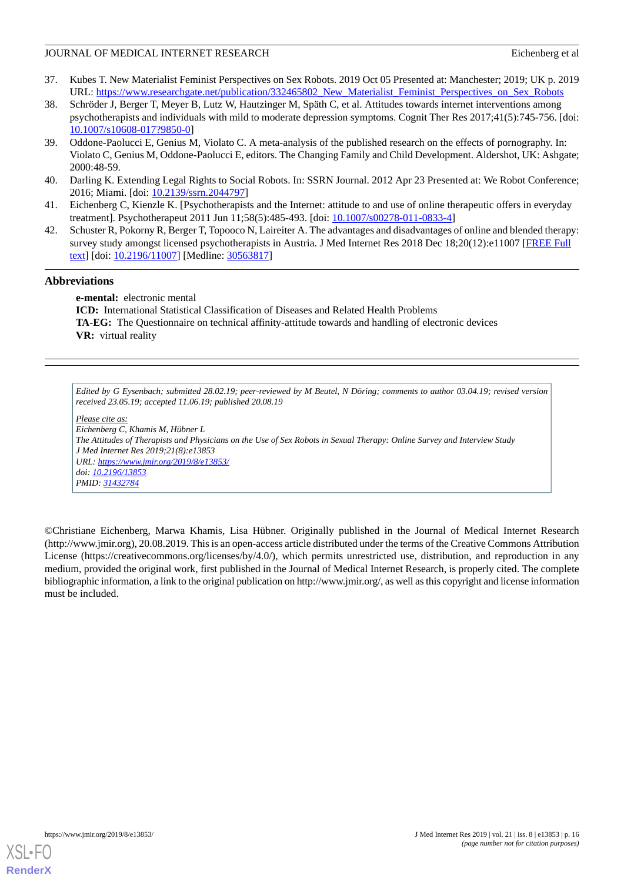37. Kubes T. New Materialist Feminist Perspectives on Sex Robots. 2019 Oct 05 Presented at: Manchester; 2019; UK p. 2019 URL: https://www.researchgate.net/publication/332465802_New_Materialist_Feminist_Perspectives_on_Sex_Robots
38. Schröder J, Berger T, Meyer B, Lutz W, Hautzinger M, Späth C, et al. Attitudes towards internet interventions among psychotherapists and individuals with mild to moderate depression symptoms. Cognit Ther Res 2017;41(5):745-756. [doi: 10.1007/s10608-017?9850-0]
39. Oddone-Paolucci E, Genius M, Violato C. A meta-analysis of the published research on the effects of pornography. In: Violato C, Genius M, Oddone-Paolucci E, editors. The Changing Family and Child Development. Aldershot, UK: Ashgate; 2000:48-59.
40. Darling K. Extending Legal Rights to Social Robots. In: SSRN Journal. 2012 Apr 23 Presented at: We Robot Conference; 2016; Miami. [doi: 10.2139/ssrn.2044797]
41. Eichenberg C, Kienzle K. [Psychotherapists and the Internet: attitude to and use of online therapeutic offers in everyday treatment]. Psychotherapeut 2011 Jun 11;58(5):485-493. [doi: 10.1007/s00278-011-0833-4]
42. Schuster R, Pokorny R, Berger T, Topooco N, Laireiter A. The advantages and disadvantages of online and blended therapy: survey study amongst licensed psychotherapists in Austria. J Med Internet Res 2018 Dec 18;20(12):e11007 [FREE Full text] [doi: 10.2196/11007] [Medline: 30563817]

## Abbreviations

**e-mental:** electronic mental
**ICD:** International Statistical Classification of Diseases and Related Health Problems
**TA-EG:** The Questionnaire on technical affinity-attitude towards and handling of electronic devices
**VR:** virtual reality

---

*Edited by G Eysenbach; submitted 28.02.19; peer-reviewed by M Beutel, N Döring; comments to author 03.04.19; revised version received 23.05.19; accepted 11.06.19; published 20.08.19*

*Please cite as:*
*Eichenberg C, Khamis M, Hübner L*
*The Attitudes of Therapists and Physicians on the Use of Sex Robots in Sexual Therapy: Online Survey and Interview Study*
*J Med Internet Res 2019;21(8):e13853*
*URL: https://www.jmir.org/2019/8/e13853/*
*doi: 10.2196/13853*
*PMID: 31432784*

©Christiane Eichenberg, Marwa Khamis, Lisa Hübner. Originally published in the Journal of Medical Internet Research (http://www.jmir.org), 20.08.2019. This is an open-access article distributed under the terms of the Creative Commons Attribution License (https://creativecommons.org/licenses/by/4.0/), which permits unrestricted use, distribution, and reproduction in any medium, provided the original work, first published in the Journal of Medical Internet Research, is properly cited. The complete bibliographic information, a link to the original publication on http://www.jmir.org/, as well as this copyright and license information must be included.